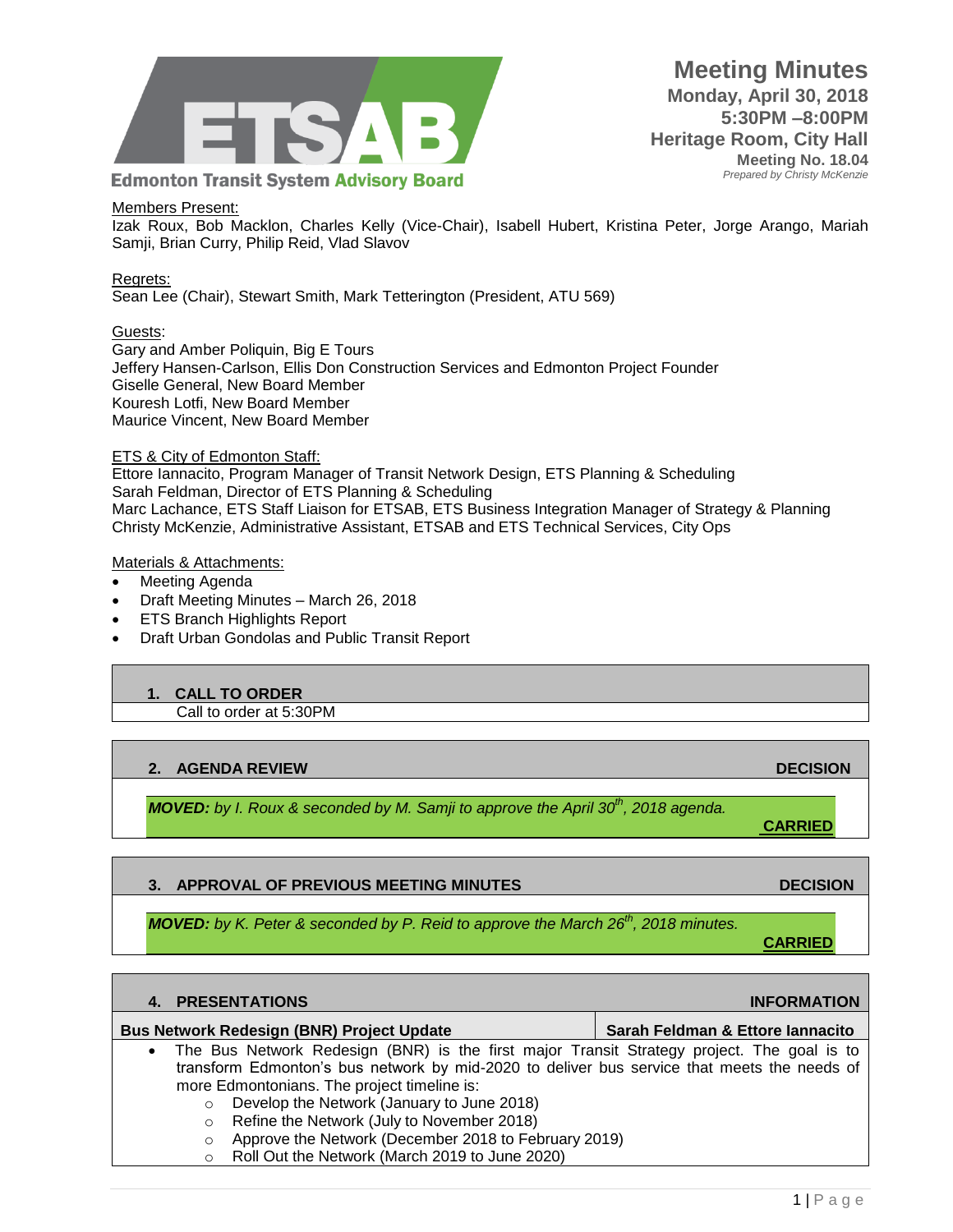**Edmonton Transit System Advisory Board**

# Meeting Minutes

**Monday, April 30, 2018**
**5:30PM –8:00PM**
**Heritage Room, City Hall**
**Meeting No. 18.04**
*Prepared by Christy McKenzie*

Members Present:
Izak Roux, Bob Macklon, Charles Kelly (Vice-Chair), Isabell Hubert, Kristina Peter, Jorge Arango, Mariah Samji, Brian Curry, Philip Reid, Vlad Slavov

Regrets:
Sean Lee (Chair), Stewart Smith, Mark Tetterington (President, ATU 569)

Guests:
Gary and Amber Poliquin, Big E Tours
Jeffery Hansen-Carlson, Ellis Don Construction Services and Edmonton Project Founder
Giselle General, New Board Member
Kouresh Lotfi, New Board Member
Maurice Vincent, New Board Member

ETS & City of Edmonton Staff:
Ettore Iannacito, Program Manager of Transit Network Design, ETS Planning & Scheduling
Sarah Feldman, Director of ETS Planning & Scheduling
Marc Lachance, ETS Staff Liaison for ETSAB, ETS Business Integration Manager of Strategy & Planning
Christy McKenzie, Administrative Assistant, ETSAB and ETS Technical Services, City Ops

Materials & Attachments:
- Meeting Agenda
- Draft Meeting Minutes – March 26, 2018
- ETS Branch Highlights Report
- Draft Urban Gondolas and Public Transit Report

## 1. CALL TO ORDER

Call to order at 5:30PM

## 2. AGENDA REVIEW — DECISION

***MOVED:*** *by I. Roux & seconded by M. Samji to approve the April 30th, 2018 agenda.*

**CARRIED**

## 3. APPROVAL OF PREVIOUS MEETING MINUTES — DECISION

***MOVED:*** *by K. Peter & seconded by P. Reid to approve the March 26th, 2018 minutes.*

**CARRIED**

## 4. PRESENTATIONS — INFORMATION

| **Bus Network Redesign (BNR) Project Update** | **Sarah Feldman & Ettore Iannacito** |
|---|---|

- The Bus Network Redesign (BNR) is the first major Transit Strategy project. The goal is to transform Edmonton's bus network by mid-2020 to deliver bus service that meets the needs of more Edmontonians. The project timeline is:
  - Develop the Network (January to June 2018)
  - Refine the Network (July to November 2018)
  - Approve the Network (December 2018 to February 2019)
  - Roll Out the Network (March 2019 to June 2020)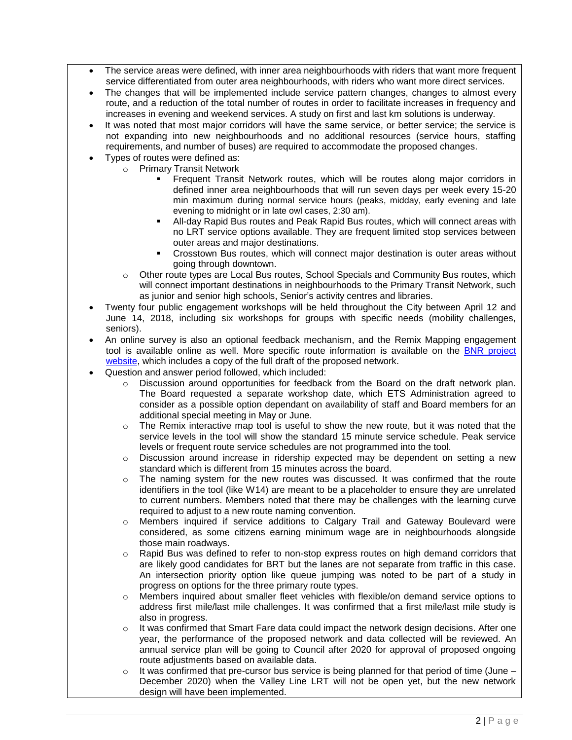- The service areas were defined, with inner area neighbourhoods with riders that want more frequent service differentiated from outer area neighbourhoods, with riders who want more direct services.
- The changes that will be implemented include service pattern changes, changes to almost every route, and a reduction of the total number of routes in order to facilitate increases in frequency and increases in evening and weekend services. A study on first and last km solutions is underway.
- It was noted that most major corridors will have the same service, or better service; the service is not expanding into new neighbourhoods and no additional resources (service hours, staffing requirements, and number of buses) are required to accommodate the proposed changes.
- Types of routes were defined as:
  - Primary Transit Network
    - Frequent Transit Network routes, which will be routes along major corridors in defined inner area neighbourhoods that will run seven days per week every 15-20 min maximum during normal service hours (peaks, midday, early evening and late evening to midnight or in late owl cases, 2:30 am).
    - All-day Rapid Bus routes and Peak Rapid Bus routes, which will connect areas with no LRT service options available. They are frequent limited stop services between outer areas and major destinations.
    - Crosstown Bus routes, which will connect major destination is outer areas without going through downtown.
  - Other route types are Local Bus routes, School Specials and Community Bus routes, which will connect important destinations in neighbourhoods to the Primary Transit Network, such as junior and senior high schools, Senior's activity centres and libraries.
- Twenty four public engagement workshops will be held throughout the City between April 12 and June 14, 2018, including six workshops for groups with specific needs (mobility challenges, seniors).
- An online survey is also an optional feedback mechanism, and the Remix Mapping engagement tool is available online as well. More specific route information is available on the BNR project website, which includes a copy of the full draft of the proposed network.
- Question and answer period followed, which included:
  - Discussion around opportunities for feedback from the Board on the draft network plan. The Board requested a separate workshop date, which ETS Administration agreed to consider as a possible option dependant on availability of staff and Board members for an additional special meeting in May or June.
  - The Remix interactive map tool is useful to show the new route, but it was noted that the service levels in the tool will show the standard 15 minute service schedule. Peak service levels or frequent route service schedules are not programmed into the tool.
  - Discussion around increase in ridership expected may be dependent on setting a new standard which is different from 15 minutes across the board.
  - The naming system for the new routes was discussed. It was confirmed that the route identifiers in the tool (like W14) are meant to be a placeholder to ensure they are unrelated to current numbers. Members noted that there may be challenges with the learning curve required to adjust to a new route naming convention.
  - Members inquired if service additions to Calgary Trail and Gateway Boulevard were considered, as some citizens earning minimum wage are in neighbourhoods alongside those main roadways.
  - Rapid Bus was defined to refer to non-stop express routes on high demand corridors that are likely good candidates for BRT but the lanes are not separate from traffic in this case. An intersection priority option like queue jumping was noted to be part of a study in progress on options for the three primary route types.
  - Members inquired about smaller fleet vehicles with flexible/on demand service options to address first mile/last mile challenges. It was confirmed that a first mile/last mile study is also in progress.
  - It was confirmed that Smart Fare data could impact the network design decisions. After one year, the performance of the proposed network and data collected will be reviewed. An annual service plan will be going to Council after 2020 for approval of proposed ongoing route adjustments based on available data.
  - It was confirmed that pre-cursor bus service is being planned for that period of time (June – December 2020) when the Valley Line LRT will not be open yet, but the new network design will have been implemented.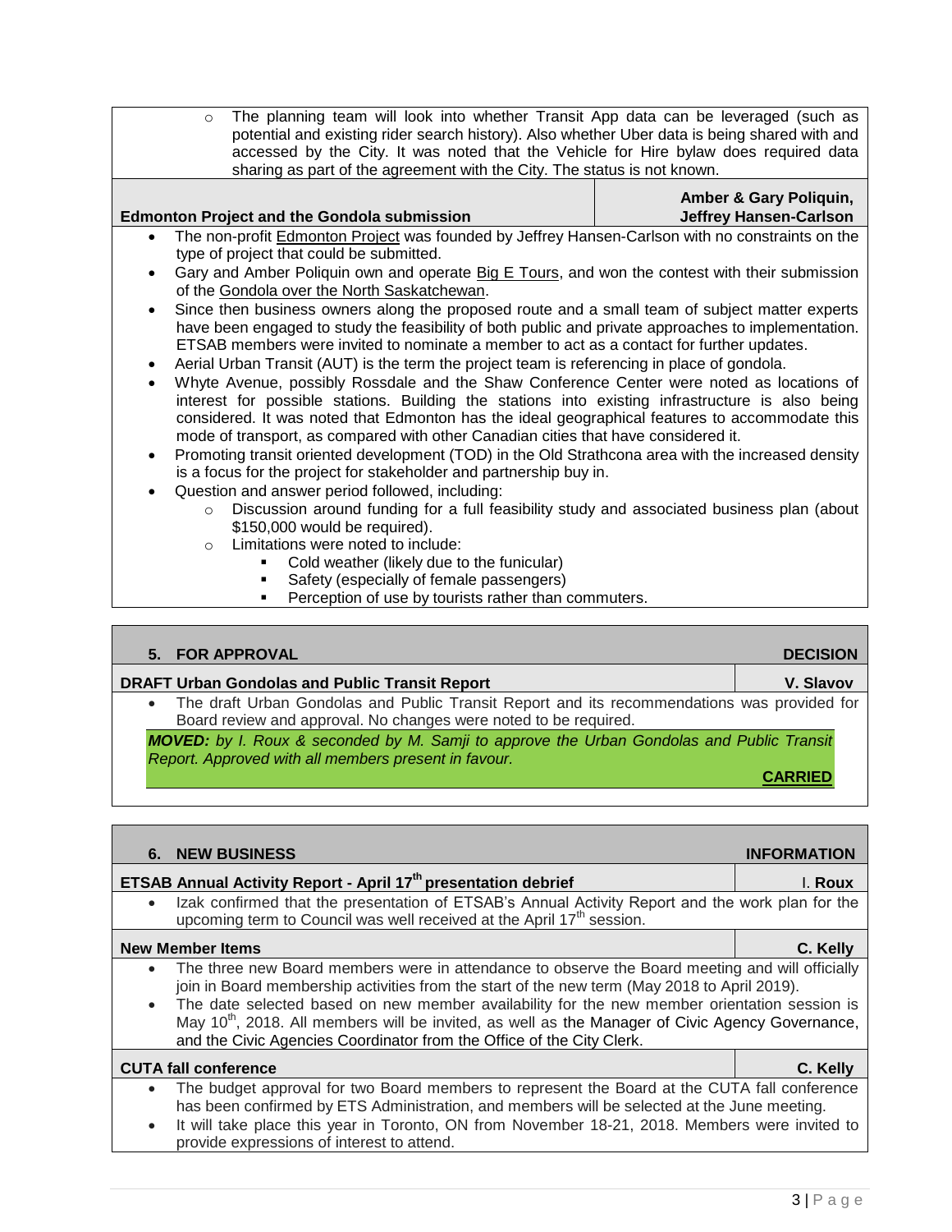- The planning team will look into whether Transit App data can be leveraged (such as potential and existing rider search history). Also whether Uber data is being shared with and accessed by the City. It was noted that the Vehicle for Hire bylaw does required data sharing as part of the agreement with the City. The status is not known.

**Edmonton Project and the Gondola submission** — **Amber & Gary Poliquin, Jeffrey Hansen-Carlson**

- The non-profit Edmonton Project was founded by Jeffrey Hansen-Carlson with no constraints on the type of project that could be submitted.
- Gary and Amber Poliquin own and operate Big E Tours, and won the contest with their submission of the Gondola over the North Saskatchewan.
- Since then business owners along the proposed route and a small team of subject matter experts have been engaged to study the feasibility of both public and private approaches to implementation. ETSAB members were invited to nominate a member to act as a contact for further updates.
- Aerial Urban Transit (AUT) is the term the project team is referencing in place of gondola.
- Whyte Avenue, possibly Rossdale and the Shaw Conference Center were noted as locations of interest for possible stations. Building the stations into existing infrastructure is also being considered. It was noted that Edmonton has the ideal geographical features to accommodate this mode of transport, as compared with other Canadian cities that have considered it.
- Promoting transit oriented development (TOD) in the Old Strathcona area with the increased density is a focus for the project for stakeholder and partnership buy in.
- Question and answer period followed, including:
  - Discussion around funding for a full feasibility study and associated business plan (about $150,000 would be required).
  - Limitations were noted to include:
    - Cold weather (likely due to the funicular)
    - Safety (especially of female passengers)
    - Perception of use by tourists rather than commuters.

## 5. FOR APPROVAL — DECISION

**DRAFT Urban Gondolas and Public Transit Report** — **V. Slavov**

- The draft Urban Gondolas and Public Transit Report and its recommendations was provided for Board review and approval. No changes were noted to be required.

***MOVED:*** *by I. Roux & seconded by M. Samji to approve the Urban Gondolas and Public Transit Report. Approved with all members present in favour.*

**CARRIED**

## 6. NEW BUSINESS — INFORMATION

**ETSAB Annual Activity Report - April 17th presentation debrief** — **I. Roux**

- Izak confirmed that the presentation of ETSAB's Annual Activity Report and the work plan for the upcoming term to Council was well received at the April 17th session.

**New Member Items** — **C. Kelly**

- The three new Board members were in attendance to observe the Board meeting and will officially join in Board membership activities from the start of the new term (May 2018 to April 2019).
- The date selected based on new member availability for the new member orientation session is May 10th, 2018. All members will be invited, as well as the Manager of Civic Agency Governance, and the Civic Agencies Coordinator from the Office of the City Clerk.

**CUTA fall conference** — **C. Kelly**

- The budget approval for two Board members to represent the Board at the CUTA fall conference has been confirmed by ETS Administration, and members will be selected at the June meeting.
- It will take place this year in Toronto, ON from November 18-21, 2018. Members were invited to provide expressions of interest to attend.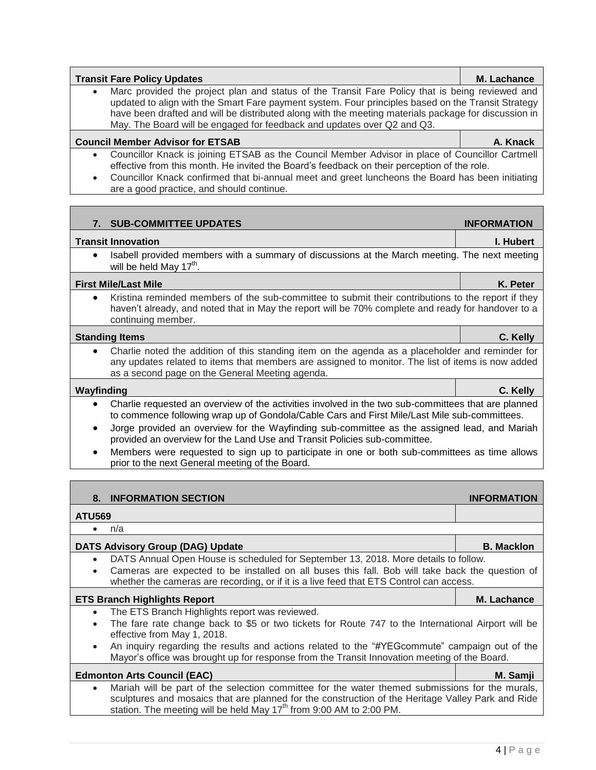| Transit Fare Policy Updates | M. Lachance |
|---|---|
| • Marc provided the project plan and status of the Transit Fare Policy that is being reviewed and updated to align with the Smart Fare payment system. Four principles based on the Transit Strategy have been drafted and will be distributed along with the meeting materials package for discussion in May. The Board will be engaged for feedback and updates over Q2 and Q3. | |
| **Council Member Advisor for ETSAB** | **A. Knack** |
| • Councillor Knack is joining ETSAB as the Council Member Advisor in place of Councillor Cartmell effective from this month. He invited the Board's feedback on their perception of the role.<br>• Councillor Knack confirmed that bi-annual meet and greet luncheons the Board has been initiating are a good practice, and should continue. | |

| 7. SUB-COMMITTEE UPDATES | INFORMATION |
|---|---|
| **Transit Innovation** | **I. Hubert** |
| • Isabell provided members with a summary of discussions at the March meeting. The next meeting will be held May 17th. | |
| **First Mile/Last Mile** | **K. Peter** |
| • Kristina reminded members of the sub-committee to submit their contributions to the report if they haven't already, and noted that in May the report will be 70% complete and ready for handover to a continuing member. | |
| **Standing Items** | **C. Kelly** |
| • Charlie noted the addition of this standing item on the agenda as a placeholder and reminder for any updates related to items that members are assigned to monitor. The list of items is now added as a second page on the General Meeting agenda. | |
| **Wayfinding** | **C. Kelly** |
| • Charlie requested an overview of the activities involved in the two sub-committees that are planned to commence following wrap up of Gondola/Cable Cars and First Mile/Last Mile sub-committees.<br>• Jorge provided an overview for the Wayfinding sub-committee as the assigned lead, and Mariah provided an overview for the Land Use and Transit Policies sub-committee.<br>• Members were requested to sign up to participate in one or both sub-committees as time allows prior to the next General meeting of the Board. | |

| 8. INFORMATION SECTION | INFORMATION |
|---|---|
| **ATU569** | |
| • n/a | |
| **DATS Advisory Group (DAG) Update** | **B. Macklon** |
| • DATS Annual Open House is scheduled for September 13, 2018. More details to follow.<br>• Cameras are expected to be installed on all buses this fall. Bob will take back the question of whether the cameras are recording, or if it is a live feed that ETS Control can access. | |
| **ETS Branch Highlights Report** | **M. Lachance** |
| • The ETS Branch Highlights report was reviewed.<br>• The fare rate change back to $5 or two tickets for Route 747 to the International Airport will be effective from May 1, 2018.<br>• An inquiry regarding the results and actions related to the "#YEGcommute" campaign out of the Mayor's office was brought up for response from the Transit Innovation meeting of the Board. | |
| **Edmonton Arts Council (EAC)** | **M. Samji** |
| • Mariah will be part of the selection committee for the water themed submissions for the murals, sculptures and mosaics that are planned for the construction of the Heritage Valley Park and Ride station. The meeting will be held May 17th from 9:00 AM to 2:00 PM. | |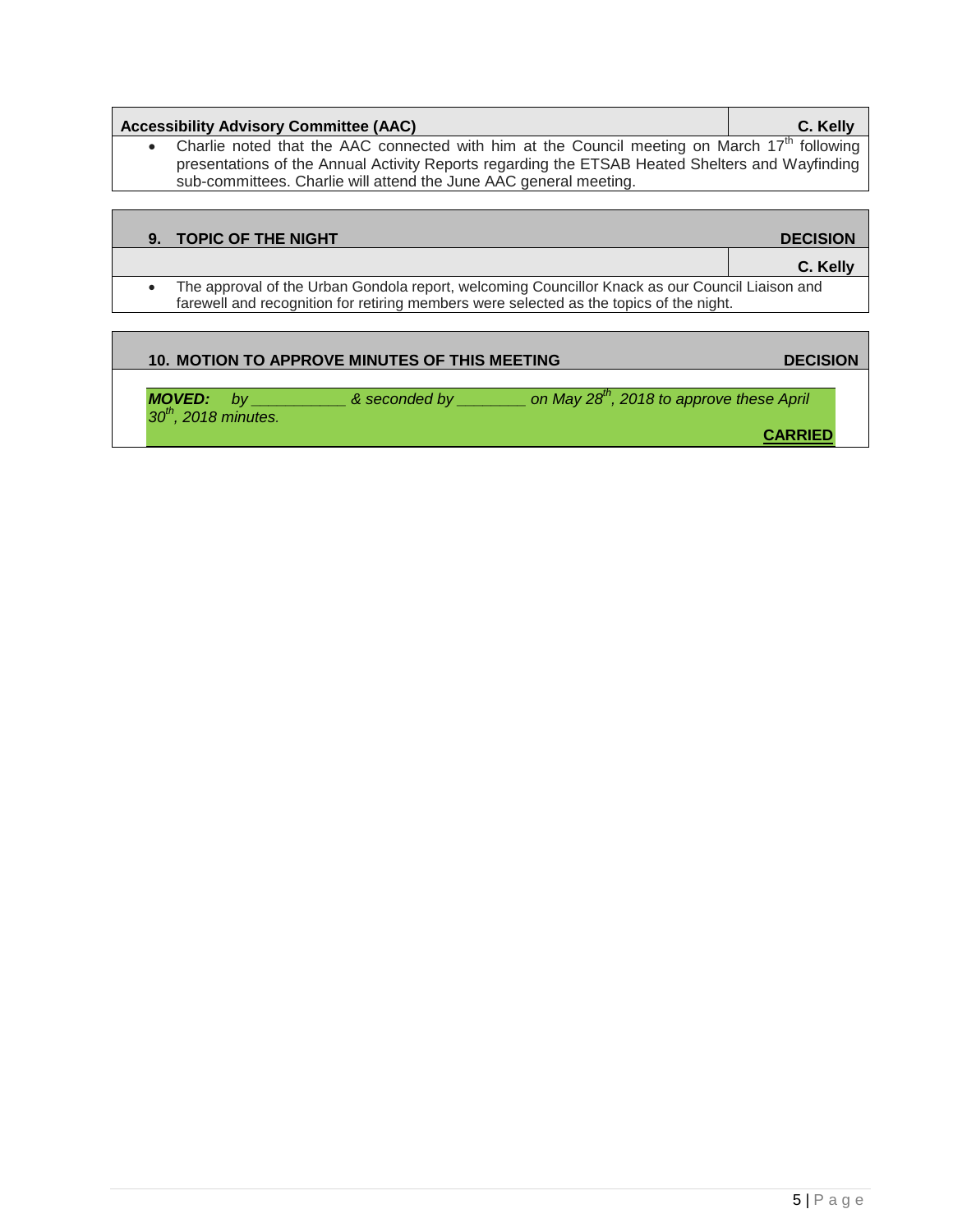| Accessibility Advisory Committee (AAC) | C. Kelly |
| --- | --- |

- Charlie noted that the AAC connected with him at the Council meeting on March 17th following presentations of the Annual Activity Reports regarding the ETSAB Heated Shelters and Wayfinding sub-committees. Charlie will attend the June AAC general meeting.

| 9. TOPIC OF THE NIGHT | DECISION |
| --- | --- |
| | C. Kelly |

- The approval of the Urban Gondola report, welcoming Councillor Knack as our Council Liaison and farewell and recognition for retiring members were selected as the topics of the night.

| 10. MOTION TO APPROVE MINUTES OF THIS MEETING | DECISION |
| --- | --- |

***MOVED:*** *by ___________ & seconded by ________ on May 28th, 2018 to approve these April 30th, 2018 minutes.*

**CARRIED**